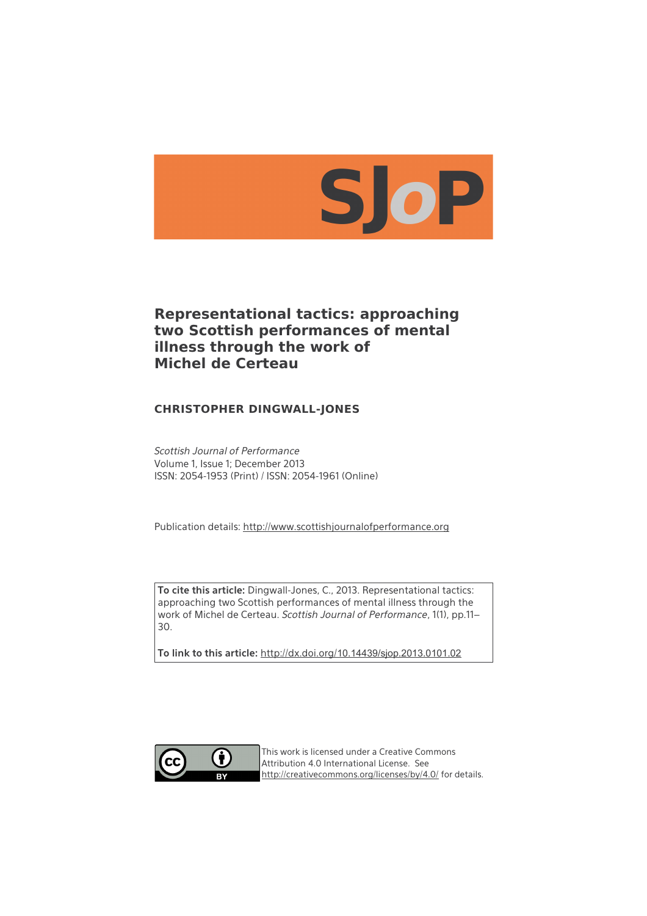SJoP

# Representational tactics: approaching two Scottish performances of mental illness through the work of Michel de Certeau

**CHRISTOPHER DINGWALL-JONES**

*Scottish Journal of Performance*
Volume 1, Issue 1; December 2013
ISSN: 2054-1953 (Print) / ISSN: 2054-1961 (Online)

Publication details: http://www.scottishjournalofperformance.org

**To cite this article:** Dingwall-Jones, C., 2013. Representational tactics: approaching two Scottish performances of mental illness through the work of Michel de Certeau. *Scottish Journal of Performance*, 1(1), pp.11–30.

**To link to this article:** http://dx.doi.org/10.14439/sjop.2013.0101.02

This work is licensed under a Creative Commons Attribution 4.0 International License. See http://creativecommons.org/licenses/by/4.0/ for details.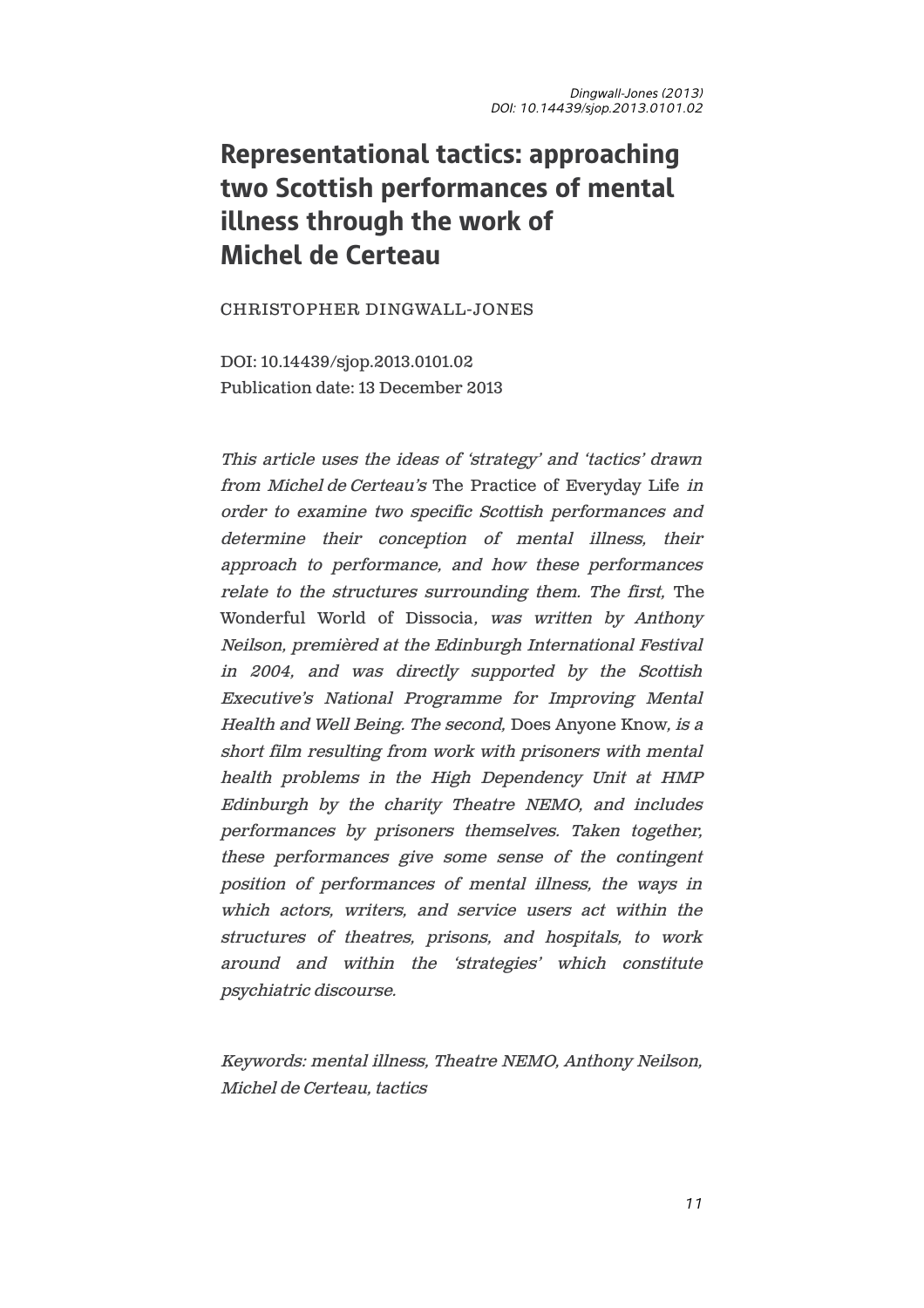# Representational tactics: approaching two Scottish performances of mental illness through the work of Michel de Certeau

CHRISTOPHER DINGWALL-JONES

DOI: 10.14439/sjop.2013.0101.02
Publication date: 13 December 2013

*This article uses the ideas of 'strategy' and 'tactics' drawn from Michel de Certeau's* The Practice of Everyday Life *in order to examine two specific Scottish performances and determine their conception of mental illness, their approach to performance, and how these performances relate to the structures surrounding them. The first,* The Wonderful World of Dissocia*, was written by Anthony Neilson, premièred at the Edinburgh International Festival in 2004, and was directly supported by the Scottish Executive's National Programme for Improving Mental Health and Well Being. The second,* Does Anyone Know*, is a short film resulting from work with prisoners with mental health problems in the High Dependency Unit at HMP Edinburgh by the charity Theatre NEMO, and includes performances by prisoners themselves. Taken together, these performances give some sense of the contingent position of performances of mental illness, the ways in which actors, writers, and service users act within the structures of theatres, prisons, and hospitals, to work around and within the 'strategies' which constitute psychiatric discourse.*

*Keywords: mental illness, Theatre NEMO, Anthony Neilson, Michel de Certeau, tactics*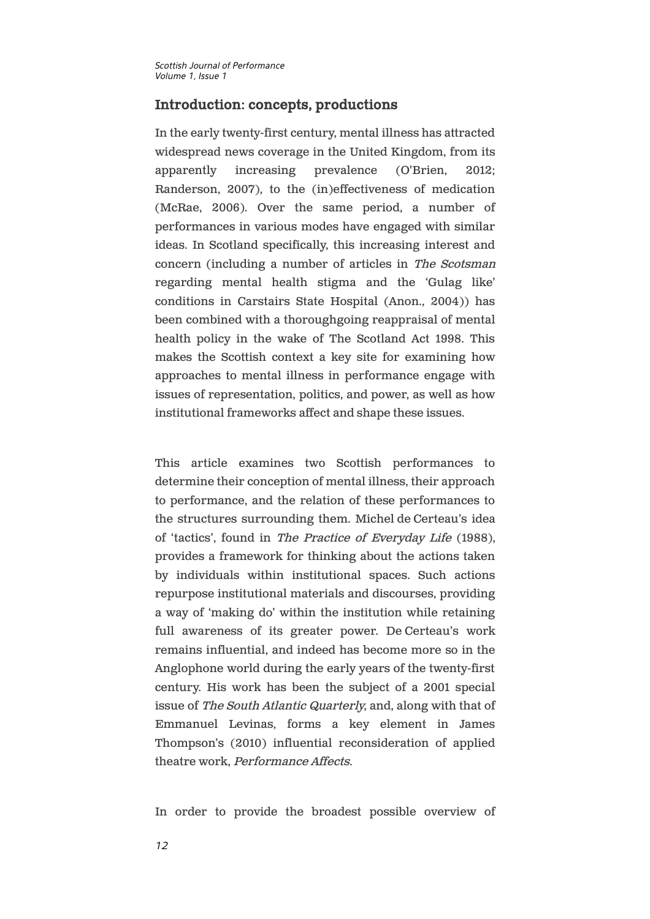## Introduction: concepts, productions

In the early twenty-first century, mental illness has attracted widespread news coverage in the United Kingdom, from its apparently increasing prevalence (O'Brien, 2012; Randerson, 2007), to the (in)effectiveness of medication (McRae, 2006). Over the same period, a number of performances in various modes have engaged with similar ideas. In Scotland specifically, this increasing interest and concern (including a number of articles in *The Scotsman* regarding mental health stigma and the 'Gulag like' conditions in Carstairs State Hospital (Anon., 2004)) has been combined with a thoroughgoing reappraisal of mental health policy in the wake of The Scotland Act 1998. This makes the Scottish context a key site for examining how approaches to mental illness in performance engage with issues of representation, politics, and power, as well as how institutional frameworks affect and shape these issues.

This article examines two Scottish performances to determine their conception of mental illness, their approach to performance, and the relation of these performances to the structures surrounding them. Michel de Certeau's idea of 'tactics', found in *The Practice of Everyday Life* (1988), provides a framework for thinking about the actions taken by individuals within institutional spaces. Such actions repurpose institutional materials and discourses, providing a way of 'making do' within the institution while retaining full awareness of its greater power. De Certeau's work remains influential, and indeed has become more so in the Anglophone world during the early years of the twenty-first century. His work has been the subject of a 2001 special issue of *The South Atlantic Quarterly*, and, along with that of Emmanuel Levinas, forms a key element in James Thompson's (2010) influential reconsideration of applied theatre work, *Performance Affects*.

In order to provide the broadest possible overview of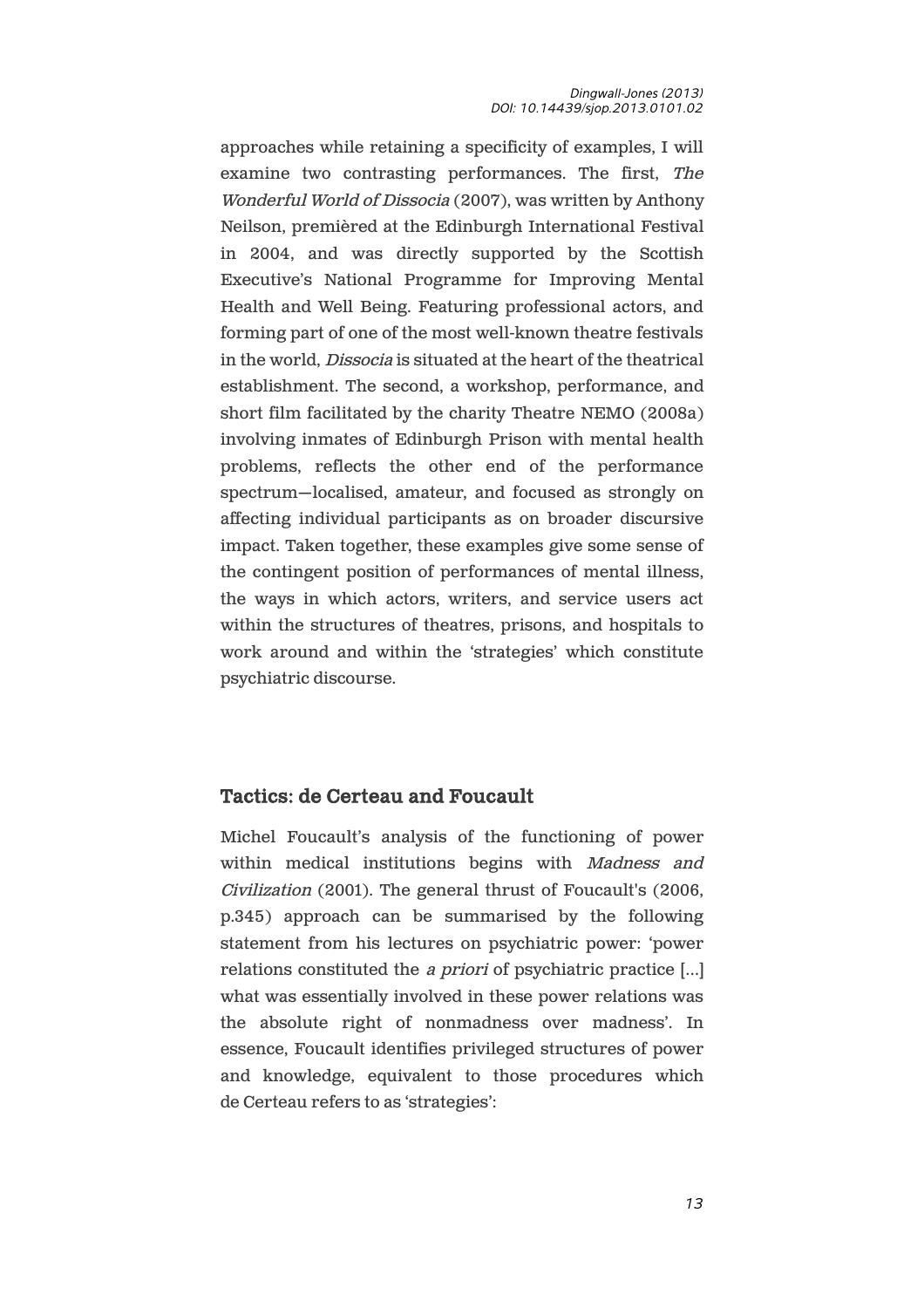approaches while retaining a specificity of examples, I will examine two contrasting performances. The first, *The Wonderful World of Dissocia* (2007), was written by Anthony Neilson, premièred at the Edinburgh International Festival in 2004, and was directly supported by the Scottish Executive's National Programme for Improving Mental Health and Well Being. Featuring professional actors, and forming part of one of the most well-known theatre festivals in the world, *Dissocia* is situated at the heart of the theatrical establishment. The second, a workshop, performance, and short film facilitated by the charity Theatre NEMO (2008a) involving inmates of Edinburgh Prison with mental health problems, reflects the other end of the performance spectrum—localised, amateur, and focused as strongly on affecting individual participants as on broader discursive impact. Taken together, these examples give some sense of the contingent position of performances of mental illness, the ways in which actors, writers, and service users act within the structures of theatres, prisons, and hospitals to work around and within the 'strategies' which constitute psychiatric discourse.

## Tactics: de Certeau and Foucault

Michel Foucault's analysis of the functioning of power within medical institutions begins with *Madness and Civilization* (2001). The general thrust of Foucault's (2006, p.345) approach can be summarised by the following statement from his lectures on psychiatric power: 'power relations constituted the *a priori* of psychiatric practice [...] what was essentially involved in these power relations was the absolute right of nonmadness over madness'. In essence, Foucault identifies privileged structures of power and knowledge, equivalent to those procedures which de Certeau refers to as 'strategies':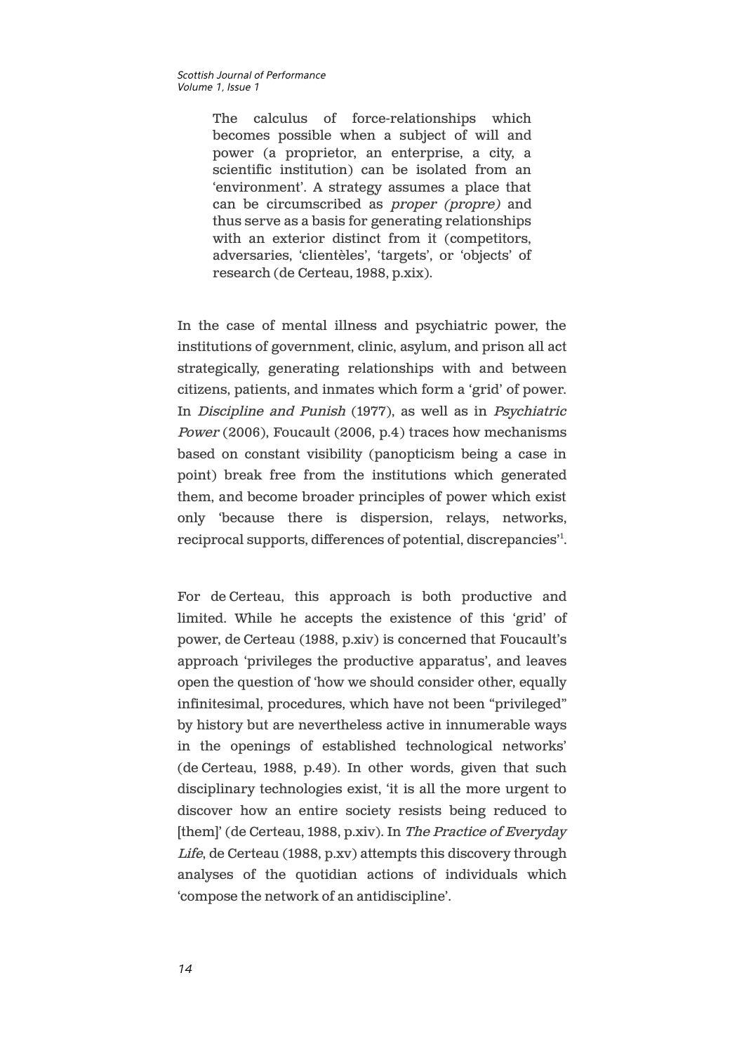> The calculus of force-relationships which becomes possible when a subject of will and power (a proprietor, an enterprise, a city, a scientific institution) can be isolated from an 'environment'. A strategy assumes a place that can be circumscribed as *proper (propre)* and thus serve as a basis for generating relationships with an exterior distinct from it (competitors, adversaries, 'clientèles', 'targets', or 'objects' of research (de Certeau, 1988, p.xix).

In the case of mental illness and psychiatric power, the institutions of government, clinic, asylum, and prison all act strategically, generating relationships with and between citizens, patients, and inmates which form a 'grid' of power. In *Discipline and Punish* (1977), as well as in *Psychiatric Power* (2006), Foucault (2006, p.4) traces how mechanisms based on constant visibility (panopticism being a case in point) break free from the institutions which generated them, and become broader principles of power which exist only 'because there is dispersion, relays, networks, reciprocal supports, differences of potential, discrepancies'[1].

For de Certeau, this approach is both productive and limited. While he accepts the existence of this 'grid' of power, de Certeau (1988, p.xiv) is concerned that Foucault's approach 'privileges the productive apparatus', and leaves open the question of 'how we should consider other, equally infinitesimal, procedures, which have not been "privileged" by history but are nevertheless active in innumerable ways in the openings of established technological networks' (de Certeau, 1988, p.49). In other words, given that such disciplinary technologies exist, 'it is all the more urgent to discover how an entire society resists being reduced to [them]' (de Certeau, 1988, p.xiv). In *The Practice of Everyday Life*, de Certeau (1988, p.xv) attempts this discovery through analyses of the quotidian actions of individuals which 'compose the network of an antidiscipline'.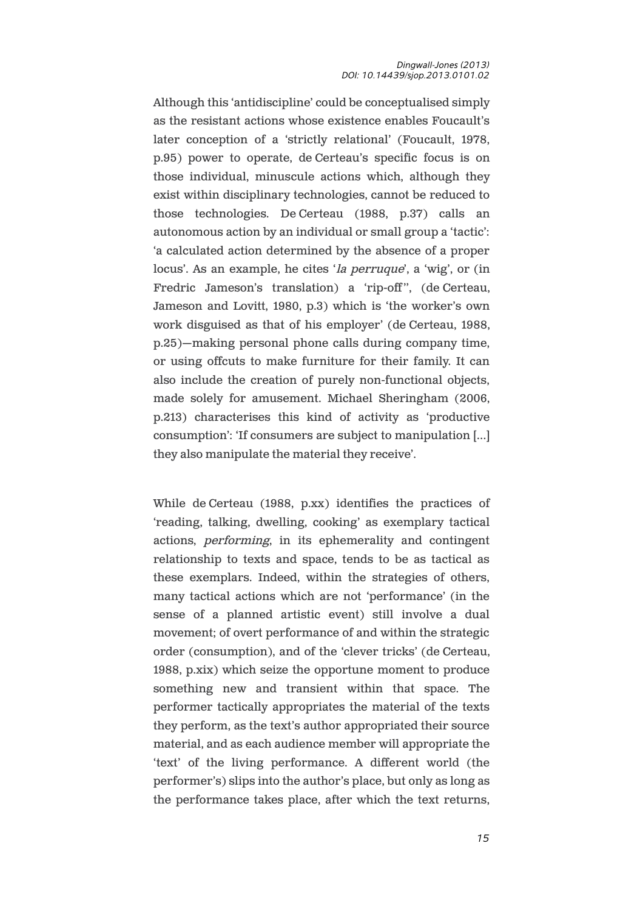Although this 'antidiscipline' could be conceptualised simply as the resistant actions whose existence enables Foucault's later conception of a 'strictly relational' (Foucault, 1978, p.95) power to operate, de Certeau's specific focus is on those individual, minuscule actions which, although they exist within disciplinary technologies, cannot be reduced to those technologies. De Certeau (1988, p.37) calls an autonomous action by an individual or small group a 'tactic': 'a calculated action determined by the absence of a proper locus'. As an example, he cites '*la perruque*', a 'wig', or (in Fredric Jameson's translation) a 'rip-off'', (de Certeau, Jameson and Lovitt, 1980, p.3) which is 'the worker's own work disguised as that of his employer' (de Certeau, 1988, p.25)—making personal phone calls during company time, or using offcuts to make furniture for their family. It can also include the creation of purely non-functional objects, made solely for amusement. Michael Sheringham (2006, p.213) characterises this kind of activity as 'productive consumption': 'If consumers are subject to manipulation [...] they also manipulate the material they receive'.

While de Certeau (1988, p.xx) identifies the practices of 'reading, talking, dwelling, cooking' as exemplary tactical actions, *performing*, in its ephemerality and contingent relationship to texts and space, tends to be as tactical as these exemplars. Indeed, within the strategies of others, many tactical actions which are not 'performance' (in the sense of a planned artistic event) still involve a dual movement; of overt performance of and within the strategic order (consumption), and of the 'clever tricks' (de Certeau, 1988, p.xix) which seize the opportune moment to produce something new and transient within that space. The performer tactically appropriates the material of the texts they perform, as the text's author appropriated their source material, and as each audience member will appropriate the 'text' of the living performance. A different world (the performer's) slips into the author's place, but only as long as the performance takes place, after which the text returns,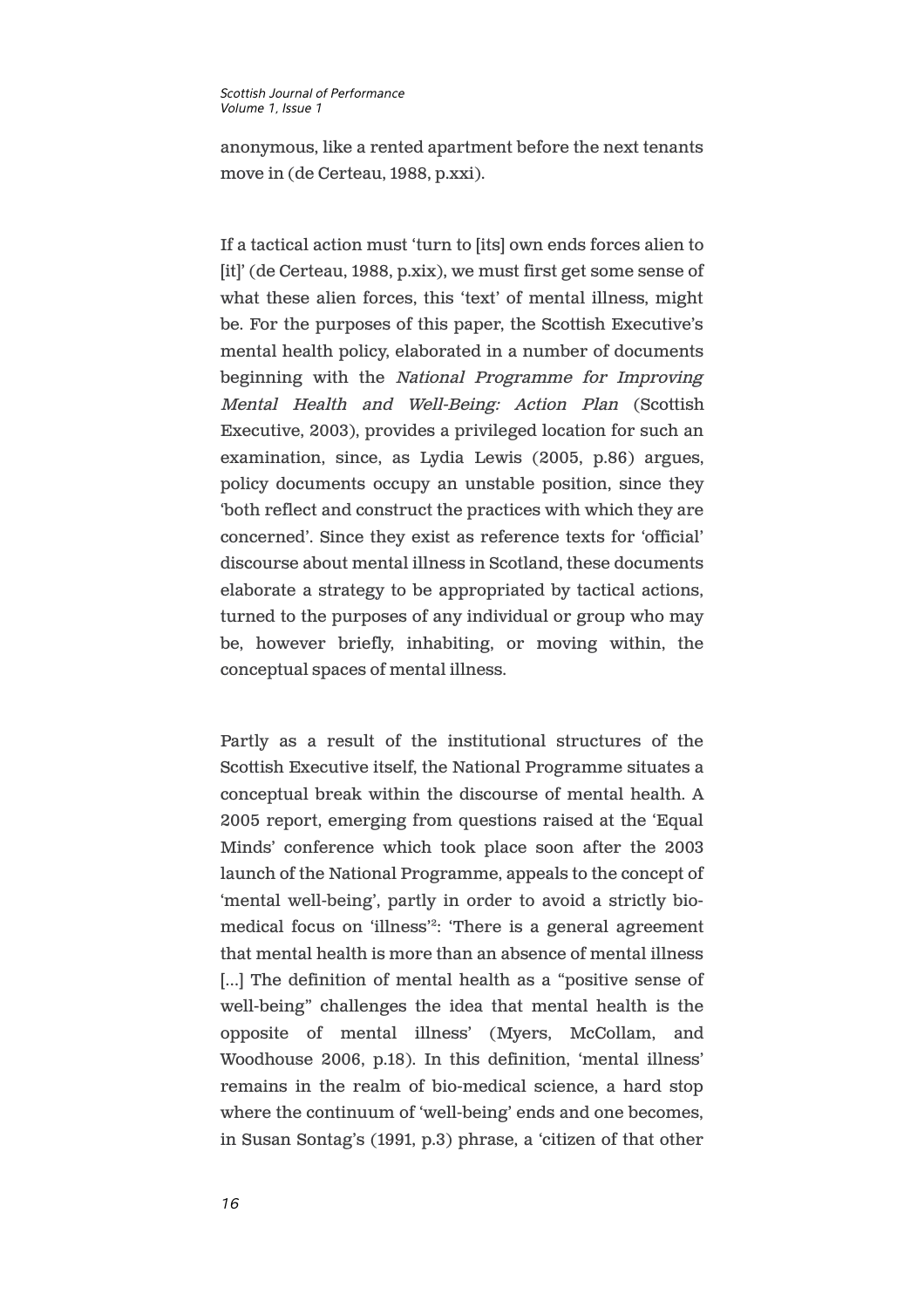anonymous, like a rented apartment before the next tenants move in (de Certeau, 1988, p.xxi).

If a tactical action must 'turn to [its] own ends forces alien to [it]' (de Certeau, 1988, p.xix), we must first get some sense of what these alien forces, this 'text' of mental illness, might be. For the purposes of this paper, the Scottish Executive's mental health policy, elaborated in a number of documents beginning with the *National Programme for Improving Mental Health and Well-Being: Action Plan* (Scottish Executive, 2003), provides a privileged location for such an examination, since, as Lydia Lewis (2005, p.86) argues, policy documents occupy an unstable position, since they 'both reflect and construct the practices with which they are concerned'. Since they exist as reference texts for 'official' discourse about mental illness in Scotland, these documents elaborate a strategy to be appropriated by tactical actions, turned to the purposes of any individual or group who may be, however briefly, inhabiting, or moving within, the conceptual spaces of mental illness.

Partly as a result of the institutional structures of the Scottish Executive itself, the National Programme situates a conceptual break within the discourse of mental health. A 2005 report, emerging from questions raised at the 'Equal Minds' conference which took place soon after the 2003 launch of the National Programme, appeals to the concept of 'mental well-being', partly in order to avoid a strictly bio-medical focus on 'illness'[2]: 'There is a general agreement that mental health is more than an absence of mental illness [...] The definition of mental health as a "positive sense of well-being" challenges the idea that mental health is the opposite of mental illness' (Myers, McCollam, and Woodhouse 2006, p.18). In this definition, 'mental illness' remains in the realm of bio-medical science, a hard stop where the continuum of 'well-being' ends and one becomes, in Susan Sontag's (1991, p.3) phrase, a 'citizen of that other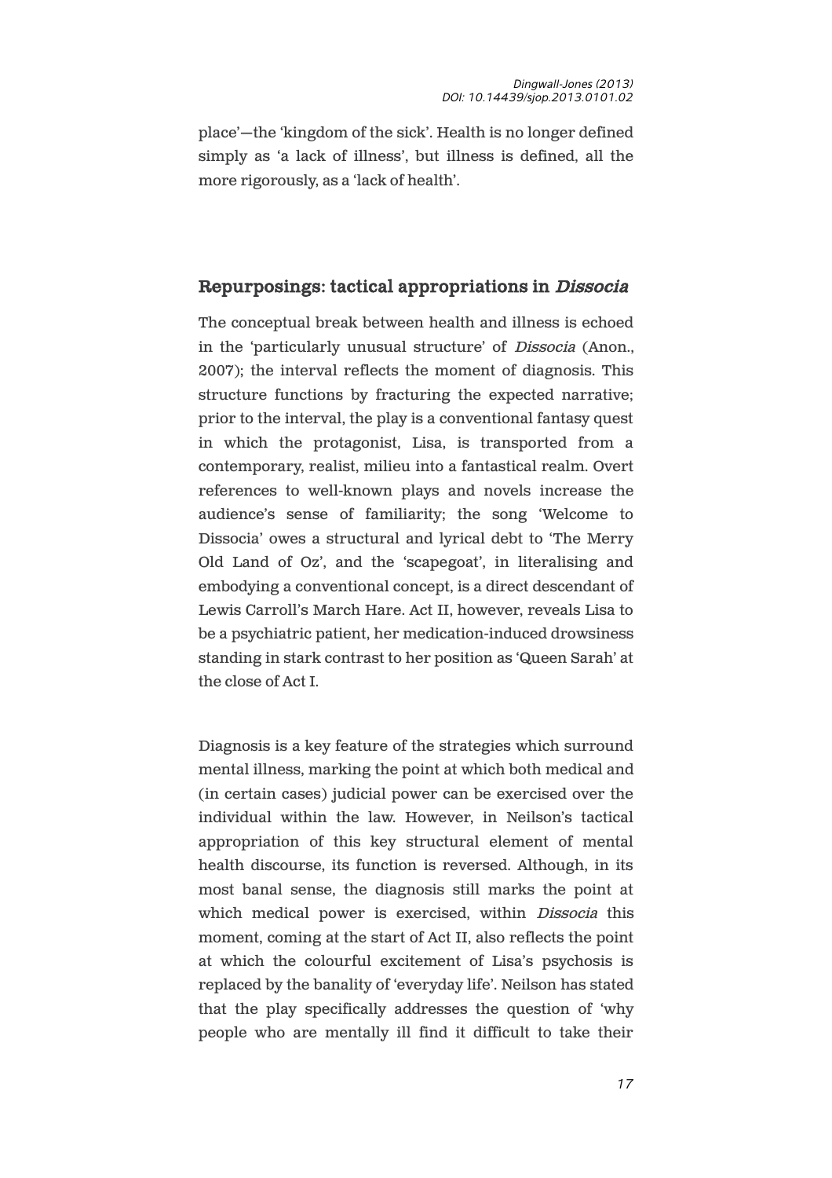place'—the 'kingdom of the sick'. Health is no longer defined simply as 'a lack of illness', but illness is defined, all the more rigorously, as a 'lack of health'.

## Repurposings: tactical appropriations in *Dissocia*

The conceptual break between health and illness is echoed in the 'particularly unusual structure' of *Dissocia* (Anon., 2007); the interval reflects the moment of diagnosis. This structure functions by fracturing the expected narrative; prior to the interval, the play is a conventional fantasy quest in which the protagonist, Lisa, is transported from a contemporary, realist, milieu into a fantastical realm. Overt references to well-known plays and novels increase the audience's sense of familiarity; the song 'Welcome to Dissocia' owes a structural and lyrical debt to 'The Merry Old Land of Oz', and the 'scapegoat', in literalising and embodying a conventional concept, is a direct descendant of Lewis Carroll's March Hare. Act II, however, reveals Lisa to be a psychiatric patient, her medication-induced drowsiness standing in stark contrast to her position as 'Queen Sarah' at the close of Act I.

Diagnosis is a key feature of the strategies which surround mental illness, marking the point at which both medical and (in certain cases) judicial power can be exercised over the individual within the law. However, in Neilson's tactical appropriation of this key structural element of mental health discourse, its function is reversed. Although, in its most banal sense, the diagnosis still marks the point at which medical power is exercised, within *Dissocia* this moment, coming at the start of Act II, also reflects the point at which the colourful excitement of Lisa's psychosis is replaced by the banality of 'everyday life'. Neilson has stated that the play specifically addresses the question of 'why people who are mentally ill find it difficult to take their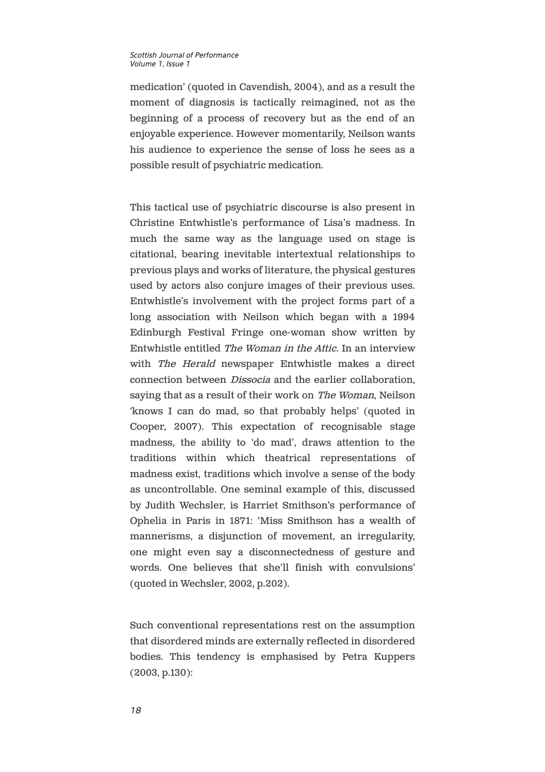medication' (quoted in Cavendish, 2004), and as a result the moment of diagnosis is tactically reimagined, not as the beginning of a process of recovery but as the end of an enjoyable experience. However momentarily, Neilson wants his audience to experience the sense of loss he sees as a possible result of psychiatric medication.

This tactical use of psychiatric discourse is also present in Christine Entwhistle's performance of Lisa's madness. In much the same way as the language used on stage is citational, bearing inevitable intertextual relationships to previous plays and works of literature, the physical gestures used by actors also conjure images of their previous uses. Entwhistle's involvement with the project forms part of a long association with Neilson which began with a 1994 Edinburgh Festival Fringe one-woman show written by Entwhistle entitled *The Woman in the Attic*. In an interview with *The Herald* newspaper Entwhistle makes a direct connection between *Dissocia* and the earlier collaboration, saying that as a result of their work on *The Woman*, Neilson 'knows I can do mad, so that probably helps' (quoted in Cooper, 2007). This expectation of recognisable stage madness, the ability to 'do mad', draws attention to the traditions within which theatrical representations of madness exist, traditions which involve a sense of the body as uncontrollable. One seminal example of this, discussed by Judith Wechsler, is Harriet Smithson's performance of Ophelia in Paris in 1871: 'Miss Smithson has a wealth of mannerisms, a disjunction of movement, an irregularity, one might even say a disconnectedness of gesture and words. One believes that she'll finish with convulsions' (quoted in Wechsler, 2002, p.202).

Such conventional representations rest on the assumption that disordered minds are externally reflected in disordered bodies. This tendency is emphasised by Petra Kuppers (2003, p.130):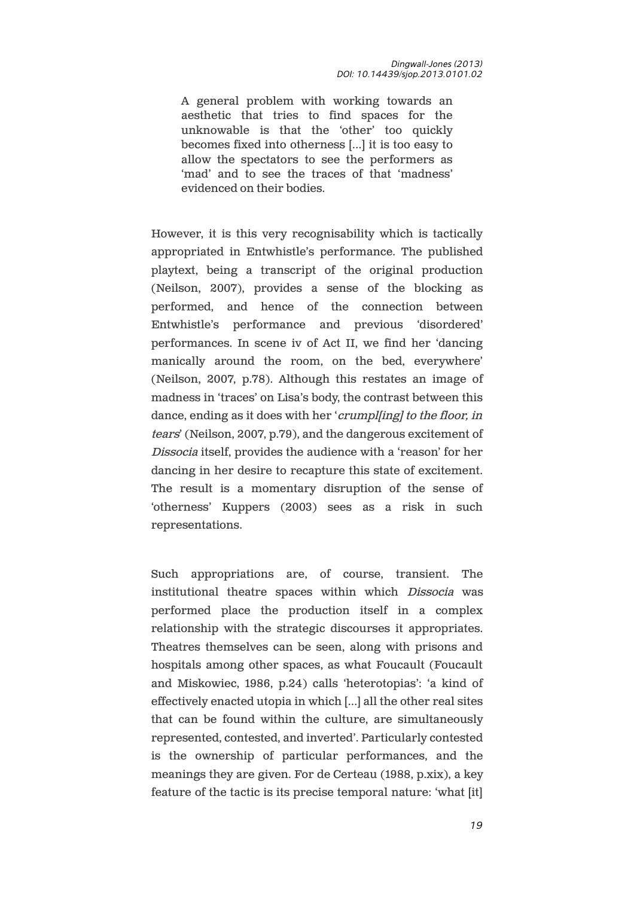> A general problem with working towards an aesthetic that tries to find spaces for the unknowable is that the 'other' too quickly becomes fixed into otherness [...] it is too easy to allow the spectators to see the performers as 'mad' and to see the traces of that 'madness' evidenced on their bodies.

However, it is this very recognisability which is tactically appropriated in Entwhistle's performance. The published playtext, being a transcript of the original production (Neilson, 2007), provides a sense of the blocking as performed, and hence of the connection between Entwhistle's performance and previous 'disordered' performances. In scene iv of Act II, we find her 'dancing manically around the room, on the bed, everywhere' (Neilson, 2007, p.78). Although this restates an image of madness in 'traces' on Lisa's body, the contrast between this dance, ending as it does with her '*crumpl[ing] to the floor, in tears*' (Neilson, 2007, p.79), and the dangerous excitement of *Dissocia* itself, provides the audience with a 'reason' for her dancing in her desire to recapture this state of excitement. The result is a momentary disruption of the sense of 'otherness' Kuppers (2003) sees as a risk in such representations.

Such appropriations are, of course, transient. The institutional theatre spaces within which *Dissocia* was performed place the production itself in a complex relationship with the strategic discourses it appropriates. Theatres themselves can be seen, along with prisons and hospitals among other spaces, as what Foucault (Foucault and Miskowiec, 1986, p.24) calls 'heterotopias': 'a kind of effectively enacted utopia in which [...] all the other real sites that can be found within the culture, are simultaneously represented, contested, and inverted'. Particularly contested is the ownership of particular performances, and the meanings they are given. For de Certeau (1988, p.xix), a key feature of the tactic is its precise temporal nature: 'what [it]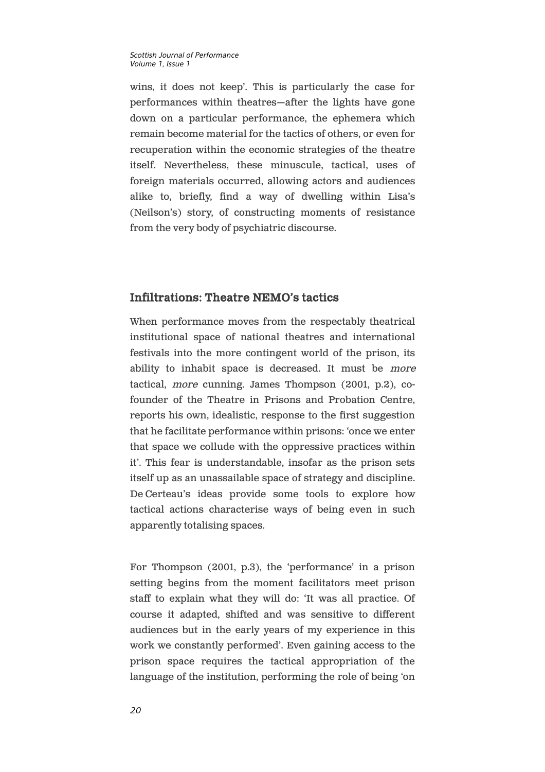wins, it does not keep'. This is particularly the case for performances within theatres—after the lights have gone down on a particular performance, the ephemera which remain become material for the tactics of others, or even for recuperation within the economic strategies of the theatre itself. Nevertheless, these minuscule, tactical, uses of foreign materials occurred, allowing actors and audiences alike to, briefly, find a way of dwelling within Lisa's (Neilson's) story, of constructing moments of resistance from the very body of psychiatric discourse.

## Infiltrations: Theatre NEMO's tactics

When performance moves from the respectably theatrical institutional space of national theatres and international festivals into the more contingent world of the prison, its ability to inhabit space is decreased. It must be *more* tactical, *more* cunning. James Thompson (2001, p.2), co-founder of the Theatre in Prisons and Probation Centre, reports his own, idealistic, response to the first suggestion that he facilitate performance within prisons: 'once we enter that space we collude with the oppressive practices within it'. This fear is understandable, insofar as the prison sets itself up as an unassailable space of strategy and discipline. De Certeau's ideas provide some tools to explore how tactical actions characterise ways of being even in such apparently totalising spaces.

For Thompson (2001, p.3), the 'performance' in a prison setting begins from the moment facilitators meet prison staff to explain what they will do: 'It was all practice. Of course it adapted, shifted and was sensitive to different audiences but in the early years of my experience in this work we constantly performed'. Even gaining access to the prison space requires the tactical appropriation of the language of the institution, performing the role of being 'on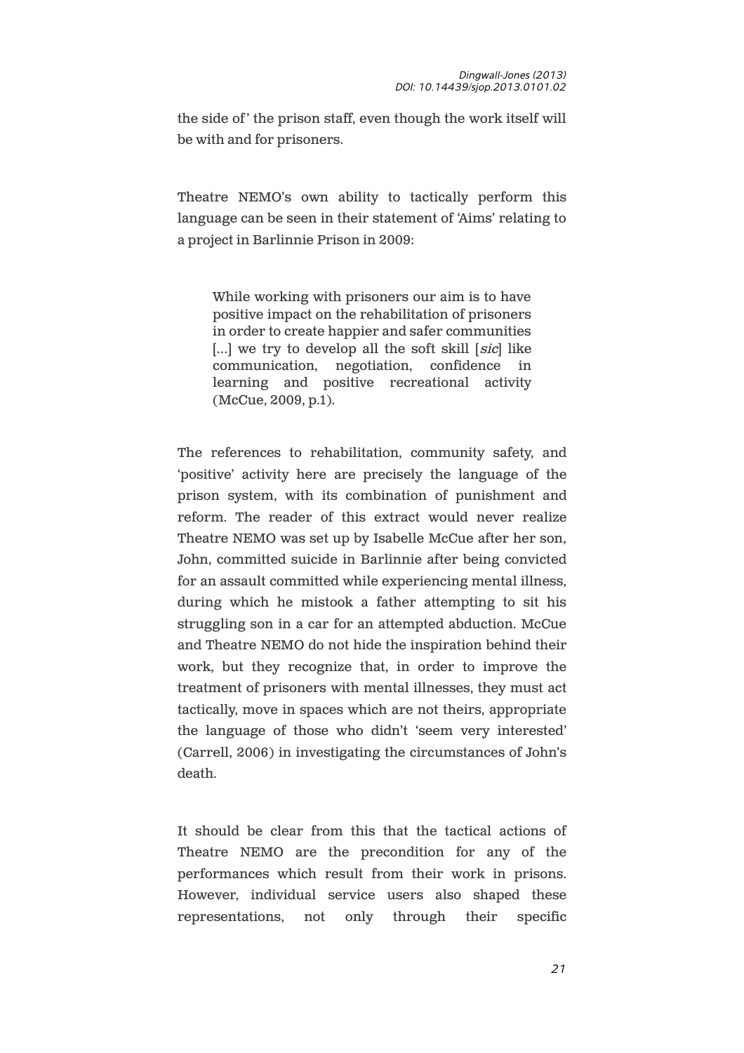the side of' the prison staff, even though the work itself will be with and for prisoners.

Theatre NEMO's own ability to tactically perform this language can be seen in their statement of 'Aims' relating to a project in Barlinnie Prison in 2009:

> While working with prisoners our aim is to have positive impact on the rehabilitation of prisoners in order to create happier and safer communities [...] we try to develop all the soft skill [*sic*] like communication, negotiation, confidence in learning and positive recreational activity (McCue, 2009, p.1).

The references to rehabilitation, community safety, and 'positive' activity here are precisely the language of the prison system, with its combination of punishment and reform. The reader of this extract would never realize Theatre NEMO was set up by Isabelle McCue after her son, John, committed suicide in Barlinnie after being convicted for an assault committed while experiencing mental illness, during which he mistook a father attempting to sit his struggling son in a car for an attempted abduction. McCue and Theatre NEMO do not hide the inspiration behind their work, but they recognize that, in order to improve the treatment of prisoners with mental illnesses, they must act tactically, move in spaces which are not theirs, appropriate the language of those who didn't 'seem very interested' (Carrell, 2006) in investigating the circumstances of John's death.

It should be clear from this that the tactical actions of Theatre NEMO are the precondition for any of the performances which result from their work in prisons. However, individual service users also shaped these representations, not only through their specific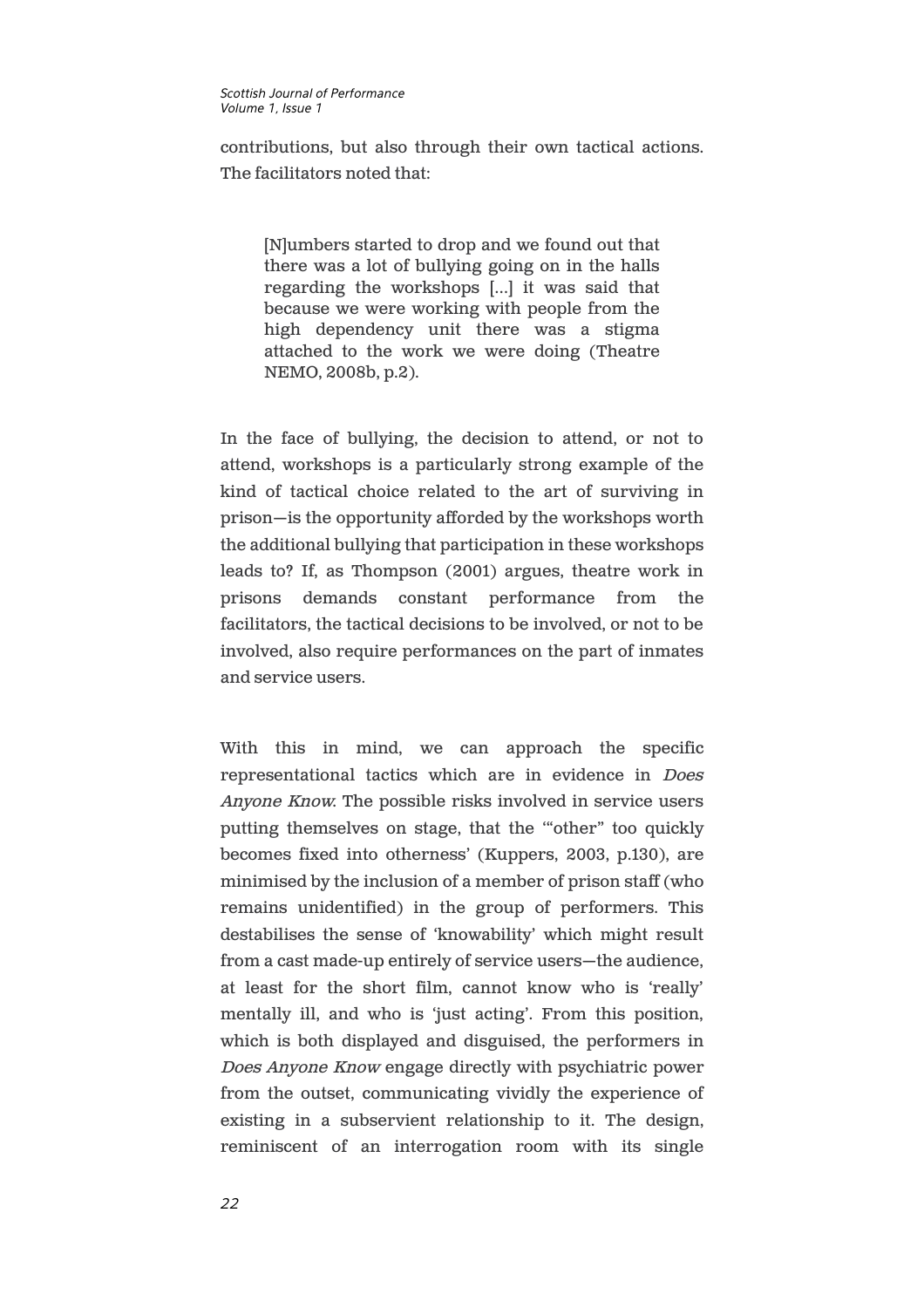contributions, but also through their own tactical actions. The facilitators noted that:

> [N]umbers started to drop and we found out that there was a lot of bullying going on in the halls regarding the workshops [...] it was said that because we were working with people from the high dependency unit there was a stigma attached to the work we were doing (Theatre NEMO, 2008b, p.2).

In the face of bullying, the decision to attend, or not to attend, workshops is a particularly strong example of the kind of tactical choice related to the art of surviving in prison—is the opportunity afforded by the workshops worth the additional bullying that participation in these workshops leads to? If, as Thompson (2001) argues, theatre work in prisons demands constant performance from the facilitators, the tactical decisions to be involved, or not to be involved, also require performances on the part of inmates and service users.

With this in mind, we can approach the specific representational tactics which are in evidence in *Does Anyone Know*. The possible risks involved in service users putting themselves on stage, that the '"other" too quickly becomes fixed into otherness' (Kuppers, 2003, p.130), are minimised by the inclusion of a member of prison staff (who remains unidentified) in the group of performers. This destabilises the sense of 'knowability' which might result from a cast made-up entirely of service users—the audience, at least for the short film, cannot know who is 'really' mentally ill, and who is 'just acting'. From this position, which is both displayed and disguised, the performers in *Does Anyone Know* engage directly with psychiatric power from the outset, communicating vividly the experience of existing in a subservient relationship to it. The design, reminiscent of an interrogation room with its single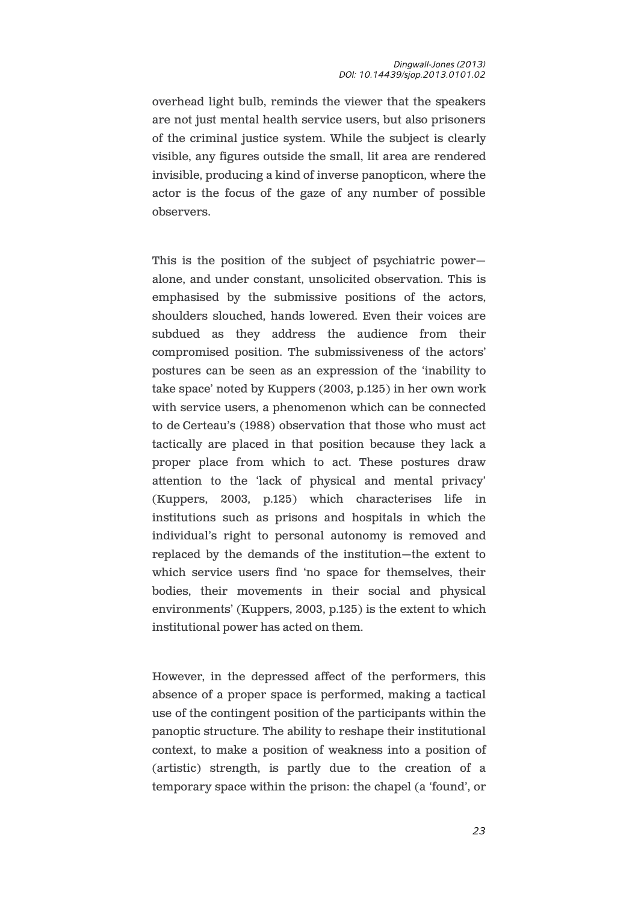overhead light bulb, reminds the viewer that the speakers are not just mental health service users, but also prisoners of the criminal justice system. While the subject is clearly visible, any figures outside the small, lit area are rendered invisible, producing a kind of inverse panopticon, where the actor is the focus of the gaze of any number of possible observers.

This is the position of the subject of psychiatric power—alone, and under constant, unsolicited observation. This is emphasised by the submissive positions of the actors, shoulders slouched, hands lowered. Even their voices are subdued as they address the audience from their compromised position. The submissiveness of the actors' postures can be seen as an expression of the 'inability to take space' noted by Kuppers (2003, p.125) in her own work with service users, a phenomenon which can be connected to de Certeau's (1988) observation that those who must act tactically are placed in that position because they lack a proper place from which to act. These postures draw attention to the 'lack of physical and mental privacy' (Kuppers, 2003, p.125) which characterises life in institutions such as prisons and hospitals in which the individual's right to personal autonomy is removed and replaced by the demands of the institution—the extent to which service users find 'no space for themselves, their bodies, their movements in their social and physical environments' (Kuppers, 2003, p.125) is the extent to which institutional power has acted on them.

However, in the depressed affect of the performers, this absence of a proper space is performed, making a tactical use of the contingent position of the participants within the panoptic structure. The ability to reshape their institutional context, to make a position of weakness into a position of (artistic) strength, is partly due to the creation of a temporary space within the prison: the chapel (a 'found', or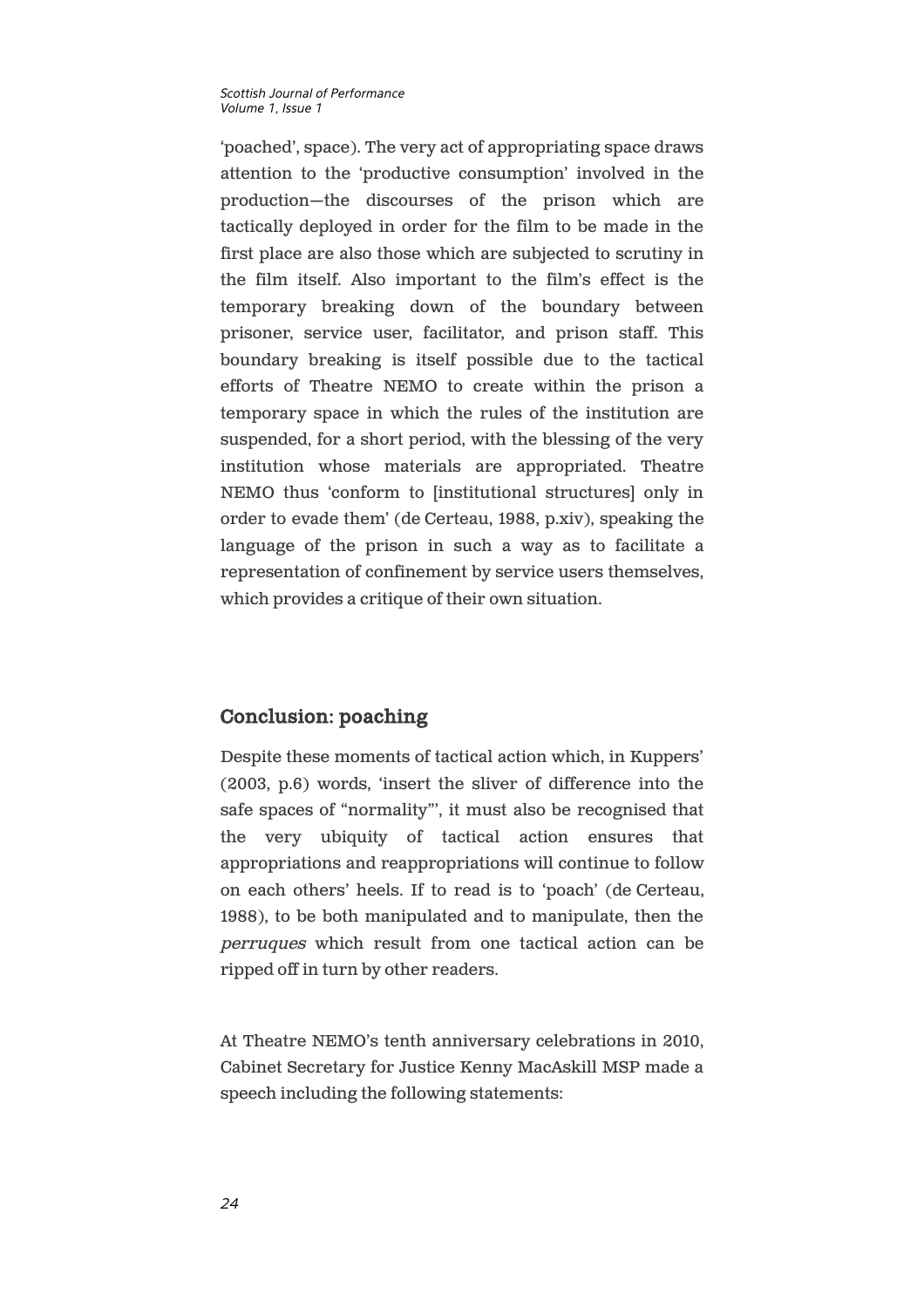'poached', space). The very act of appropriating space draws attention to the 'productive consumption' involved in the production—the discourses of the prison which are tactically deployed in order for the film to be made in the first place are also those which are subjected to scrutiny in the film itself. Also important to the film's effect is the temporary breaking down of the boundary between prisoner, service user, facilitator, and prison staff. This boundary breaking is itself possible due to the tactical efforts of Theatre NEMO to create within the prison a temporary space in which the rules of the institution are suspended, for a short period, with the blessing of the very institution whose materials are appropriated. Theatre NEMO thus 'conform to [institutional structures] only in order to evade them' (de Certeau, 1988, p.xiv), speaking the language of the prison in such a way as to facilitate a representation of confinement by service users themselves, which provides a critique of their own situation.

## Conclusion: poaching

Despite these moments of tactical action which, in Kuppers' (2003, p.6) words, 'insert the sliver of difference into the safe spaces of "normality"', it must also be recognised that the very ubiquity of tactical action ensures that appropriations and reappropriations will continue to follow on each others' heels. If to read is to 'poach' (de Certeau, 1988), to be both manipulated and to manipulate, then the *perruques* which result from one tactical action can be ripped off in turn by other readers.

At Theatre NEMO's tenth anniversary celebrations in 2010, Cabinet Secretary for Justice Kenny MacAskill MSP made a speech including the following statements: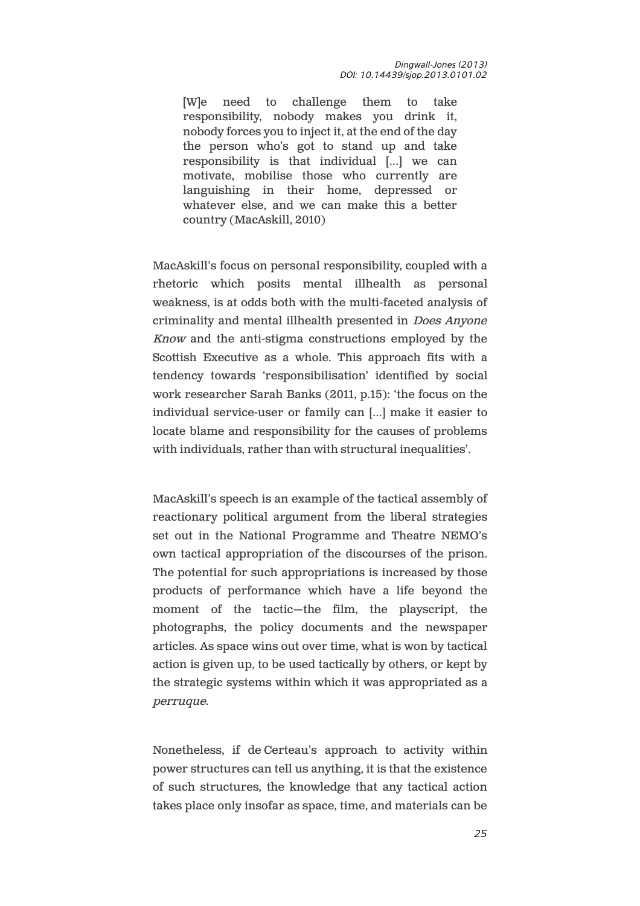> [W]e need to challenge them to take responsibility, nobody makes you drink it, nobody forces you to inject it, at the end of the day the person who's got to stand up and take responsibility is that individual [...] we can motivate, mobilise those who currently are languishing in their home, depressed or whatever else, and we can make this a better country (MacAskill, 2010)

MacAskill's focus on personal responsibility, coupled with a rhetoric which posits mental illhealth as personal weakness, is at odds both with the multi-faceted analysis of criminality and mental illhealth presented in *Does Anyone Know* and the anti-stigma constructions employed by the Scottish Executive as a whole. This approach fits with a tendency towards 'responsibilisation' identified by social work researcher Sarah Banks (2011, p.15): 'the focus on the individual service-user or family can [...] make it easier to locate blame and responsibility for the causes of problems with individuals, rather than with structural inequalities'.

MacAskill's speech is an example of the tactical assembly of reactionary political argument from the liberal strategies set out in the National Programme and Theatre NEMO's own tactical appropriation of the discourses of the prison. The potential for such appropriations is increased by those products of performance which have a life beyond the moment of the tactic—the film, the playscript, the photographs, the policy documents and the newspaper articles. As space wins out over time, what is won by tactical action is given up, to be used tactically by others, or kept by the strategic systems within which it was appropriated as a *perruque*.

Nonetheless, if de Certeau's approach to activity within power structures can tell us anything, it is that the existence of such structures, the knowledge that any tactical action takes place only insofar as space, time, and materials can be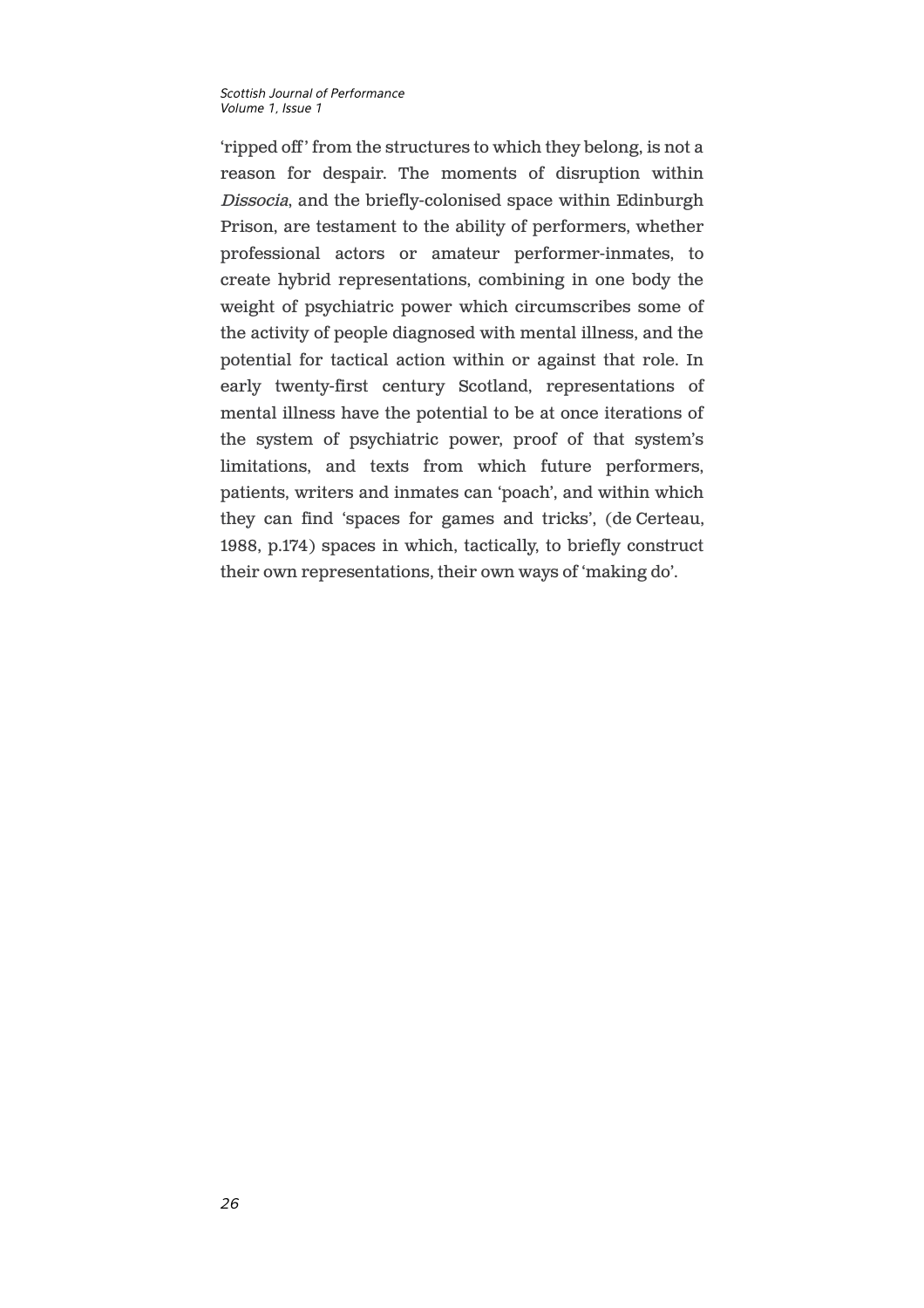'ripped off' from the structures to which they belong, is not a reason for despair. The moments of disruption within *Dissocia*, and the briefly-colonised space within Edinburgh Prison, are testament to the ability of performers, whether professional actors or amateur performer-inmates, to create hybrid representations, combining in one body the weight of psychiatric power which circumscribes some of the activity of people diagnosed with mental illness, and the potential for tactical action within or against that role. In early twenty-first century Scotland, representations of mental illness have the potential to be at once iterations of the system of psychiatric power, proof of that system's limitations, and texts from which future performers, patients, writers and inmates can 'poach', and within which they can find 'spaces for games and tricks', (de Certeau, 1988, p.174) spaces in which, tactically, to briefly construct their own representations, their own ways of 'making do'.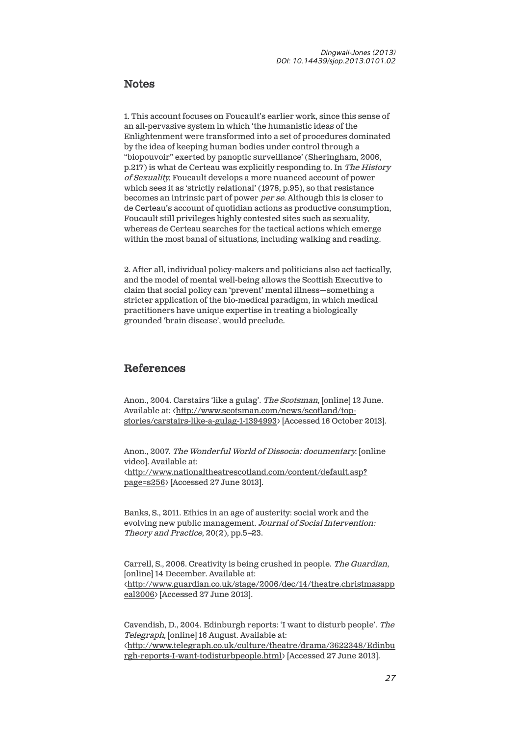## Notes

1. This account focuses on Foucault's earlier work, since this sense of an all-pervasive system in which 'the humanistic ideas of the Enlightenment were transformed into a set of procedures dominated by the idea of keeping human bodies under control through a "biopouvoir" exerted by panoptic surveillance' (Sheringham, 2006, p.217) is what de Certeau was explicitly responding to. In *The History of Sexuality*, Foucault develops a more nuanced account of power which sees it as 'strictly relational' (1978, p.95), so that resistance becomes an intrinsic part of power *per se*. Although this is closer to de Certeau's account of quotidian actions as productive consumption, Foucault still privileges highly contested sites such as sexuality, whereas de Certeau searches for the tactical actions which emerge within the most banal of situations, including walking and reading.

2. After all, individual policy-makers and politicians also act tactically, and the model of mental well-being allows the Scottish Executive to claim that social policy can 'prevent' mental illness—something a stricter application of the bio-medical paradigm, in which medical practitioners have unique expertise in treating a biologically grounded 'brain disease', would preclude.

## References

Anon., 2004. Carstairs 'like a gulag'. *The Scotsman*, [online] 12 June. Available at: <http://www.scotsman.com/news/scotland/top-stories/carstairs-like-a-gulag-1-1394993> [Accessed 16 October 2013].

Anon., 2007. *The Wonderful World of Dissocia: documentary*. [online video]. Available at: <http://www.nationaltheatrescotland.com/content/default.asp?page=s256> [Accessed 27 June 2013].

Banks, S., 2011. Ethics in an age of austerity: social work and the evolving new public management. *Journal of Social Intervention: Theory and Practice*, 20(2), pp.5–23.

Carrell, S., 2006. Creativity is being crushed in people. *The Guardian*, [online] 14 December. Available at: <http://www.guardian.co.uk/stage/2006/dec/14/theatre.christmasappeal2006> [Accessed 27 June 2013].

Cavendish, D., 2004. Edinburgh reports: 'I want to disturb people'. *The Telegraph*, [online] 16 August. Available at: <http://www.telegraph.co.uk/culture/theatre/drama/3622348/Edinburgh-reports-I-want-todisturbpeople.html> [Accessed 27 June 2013].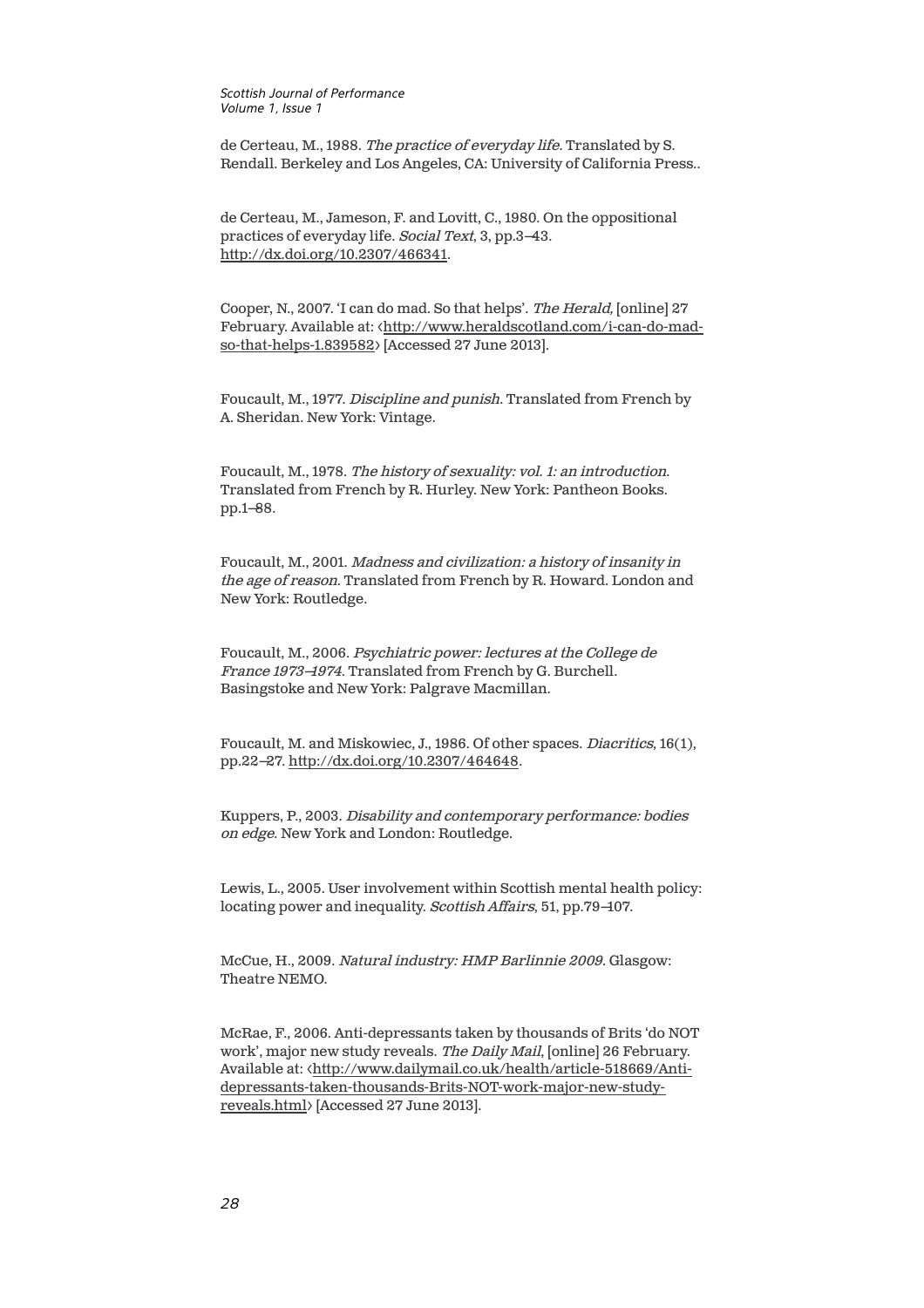de Certeau, M., 1988. *The practice of everyday life*. Translated by S. Rendall. Berkeley and Los Angeles, CA: University of California Press..

de Certeau, M., Jameson, F. and Lovitt, C., 1980. On the oppositional practices of everyday life. *Social Text*, 3, pp.3–43. http://dx.doi.org/10.2307/466341.

Cooper, N., 2007. 'I can do mad. So that helps'. *The Herald,* [online] 27 February. Available at: <http://www.heraldscotland.com/i-can-do-mad-so-that-helps-1.839582> [Accessed 27 June 2013].

Foucault, M., 1977. *Discipline and punish*. Translated from French by A. Sheridan. New York: Vintage.

Foucault, M., 1978. *The history of sexuality: vol. 1: an introduction*. Translated from French by R. Hurley. New York: Pantheon Books. pp.1–88.

Foucault, M., 2001. *Madness and civilization: a history of insanity in the age of reason*. Translated from French by R. Howard. London and New York: Routledge.

Foucault, M., 2006. *Psychiatric power: lectures at the College de France 1973–1974*. Translated from French by G. Burchell. Basingstoke and New York: Palgrave Macmillan.

Foucault, M. and Miskowiec, J., 1986. Of other spaces. *Diacritics*, 16(1), pp.22–27. http://dx.doi.org/10.2307/464648.

Kuppers, P., 2003. *Disability and contemporary performance: bodies on edge*. New York and London: Routledge.

Lewis, L., 2005. User involvement within Scottish mental health policy: locating power and inequality. *Scottish Affairs*, 51, pp.79–107.

McCue, H., 2009. *Natural industry: HMP Barlinnie 2009*. Glasgow: Theatre NEMO.

McRae, F., 2006. Anti-depressants taken by thousands of Brits 'do NOT work', major new study reveals. *The Daily Mail*, [online] 26 February. Available at: <http://www.dailymail.co.uk/health/article-518669/Anti-depressants-taken-thousands-Brits-NOT-work-major-new-study-reveals.html> [Accessed 27 June 2013].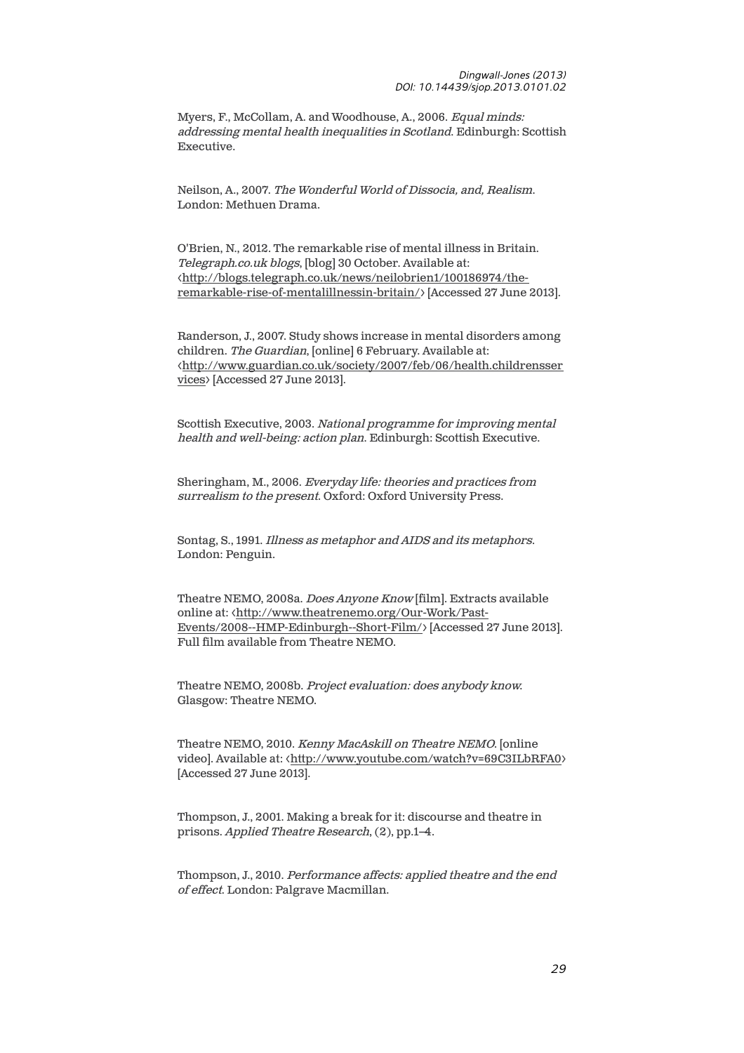Myers, F., McCollam, A. and Woodhouse, A., 2006. *Equal minds: addressing mental health inequalities in Scotland*. Edinburgh: Scottish Executive.

Neilson, A., 2007. *The Wonderful World of Dissocia, and, Realism*. London: Methuen Drama.

O'Brien, N., 2012. The remarkable rise of mental illness in Britain. *Telegraph.co.uk blogs*, [blog] 30 October. Available at: ‹http://blogs.telegraph.co.uk/news/neilobrien1/100186974/the-remarkable-rise-of-mentalillnessin-britain/› [Accessed 27 June 2013].

Randerson, J., 2007. Study shows increase in mental disorders among children. *The Guardian*, [online] 6 February. Available at: ‹http://www.guardian.co.uk/society/2007/feb/06/health.childrensservices› [Accessed 27 June 2013].

Scottish Executive, 2003. *National programme for improving mental health and well-being: action plan*. Edinburgh: Scottish Executive.

Sheringham, M., 2006. *Everyday life: theories and practices from surrealism to the present*. Oxford: Oxford University Press.

Sontag, S., 1991. *Illness as metaphor and AIDS and its metaphors*. London: Penguin.

Theatre NEMO, 2008a. *Does Anyone Know* [film]. Extracts available online at: ‹http://www.theatrenemo.org/Our-Work/Past-Events/2008--HMP-Edinburgh--Short-Film/› [Accessed 27 June 2013]. Full film available from Theatre NEMO.

Theatre NEMO, 2008b. *Project evaluation: does anybody know*. Glasgow: Theatre NEMO.

Theatre NEMO, 2010. *Kenny MacAskill on Theatre NEMO*. [online video]. Available at: ‹http://www.youtube.com/watch?v=69C3ILbRFA0› [Accessed 27 June 2013].

Thompson, J., 2001. Making a break for it: discourse and theatre in prisons. *Applied Theatre Research*, (2), pp.1–4.

Thompson, J., 2010. *Performance affects: applied theatre and the end of effect*. London: Palgrave Macmillan.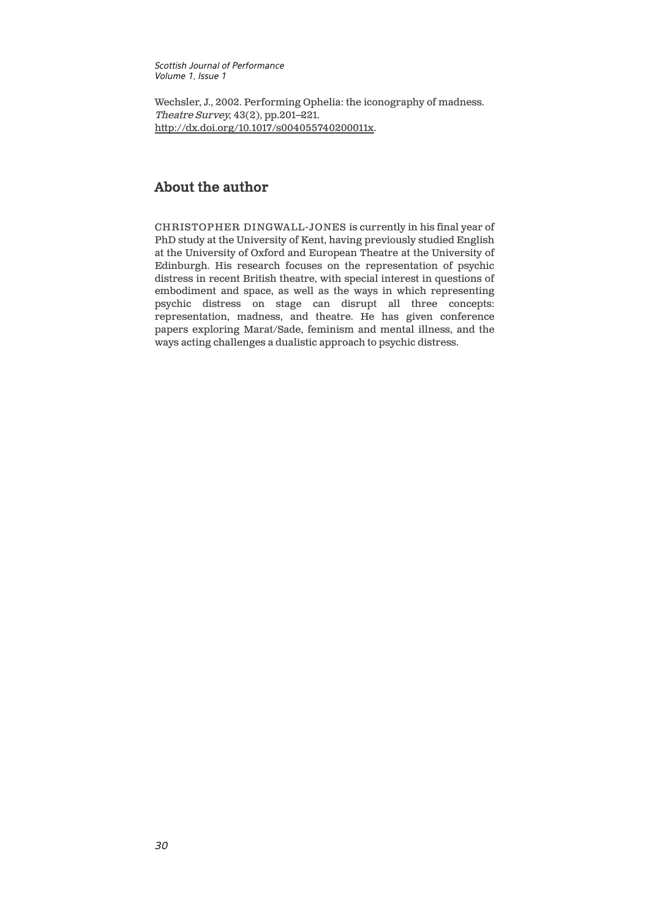Wechsler, J., 2002. Performing Ophelia: the iconography of madness. *Theatre Survey*, 43(2), pp.201–221. http://dx.doi.org/10.1017/s004055740200011x.

## About the author

CHRISTOPHER DINGWALL-JONES is currently in his final year of PhD study at the University of Kent, having previously studied English at the University of Oxford and European Theatre at the University of Edinburgh. His research focuses on the representation of psychic distress in recent British theatre, with special interest in questions of embodiment and space, as well as the ways in which representing psychic distress on stage can disrupt all three concepts: representation, madness, and theatre. He has given conference papers exploring Marat/Sade, feminism and mental illness, and the ways acting challenges a dualistic approach to psychic distress.